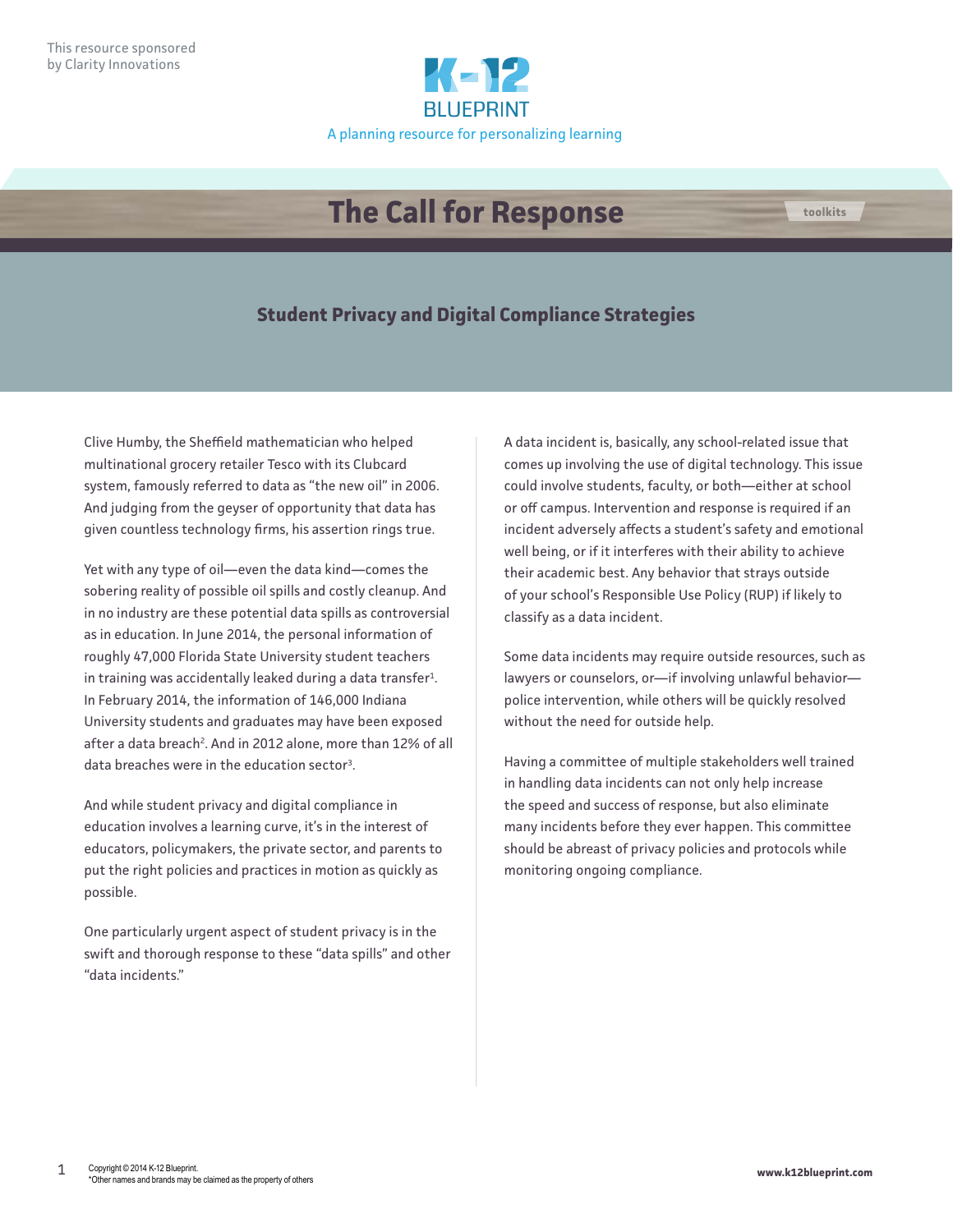This resource sponsored by Clarity Innovations

K-12 BLUEPRINT

A planning resource for personalizing learning

# The Call for Response

toolkits

## Student Privacy and Digital Compliance Strategies

Clive Humby, the Sheffield mathematician who helped multinational grocery retailer Tesco with its Clubcard system, famously referred to data as "the new oil" in 2006. And judging from the geyser of opportunity that data has given countless technology firms, his assertion rings true.

Yet with any type of oil—even the data kind—comes the sobering reality of possible oil spills and costly cleanup. And in no industry are these potential data spills as controversial as in education. In June 2014, the personal information of roughly 47,000 Florida State University student teachers in training was accidentally leaked during a data transfer[1]. In February 2014, the information of 146,000 Indiana University students and graduates may have been exposed after a data breach[2]. And in 2012 alone, more than 12% of all data breaches were in the education sector[3].

And while student privacy and digital compliance in education involves a learning curve, it's in the interest of educators, policymakers, the private sector, and parents to put the right policies and practices in motion as quickly as possible.

One particularly urgent aspect of student privacy is in the swift and thorough response to these "data spills" and other "data incidents."

A data incident is, basically, any school-related issue that comes up involving the use of digital technology. This issue could involve students, faculty, or both—either at school or off campus. Intervention and response is required if an incident adversely affects a student's safety and emotional well being, or if it interferes with their ability to achieve their academic best. Any behavior that strays outside of your school's Responsible Use Policy (RUP) if likely to classify as a data incident.

Some data incidents may require outside resources, such as lawyers or counselors, or—if involving unlawful behavior—police intervention, while others will be quickly resolved without the need for outside help.

Having a committee of multiple stakeholders well trained in handling data incidents can not only help increase the speed and success of response, but also eliminate many incidents before they ever happen. This committee should be abreast of privacy policies and protocols while monitoring ongoing compliance.

Copyright © 2014 K-12 Blueprint.
*Other names and brands may be claimed as the property of others

www.k12blueprint.com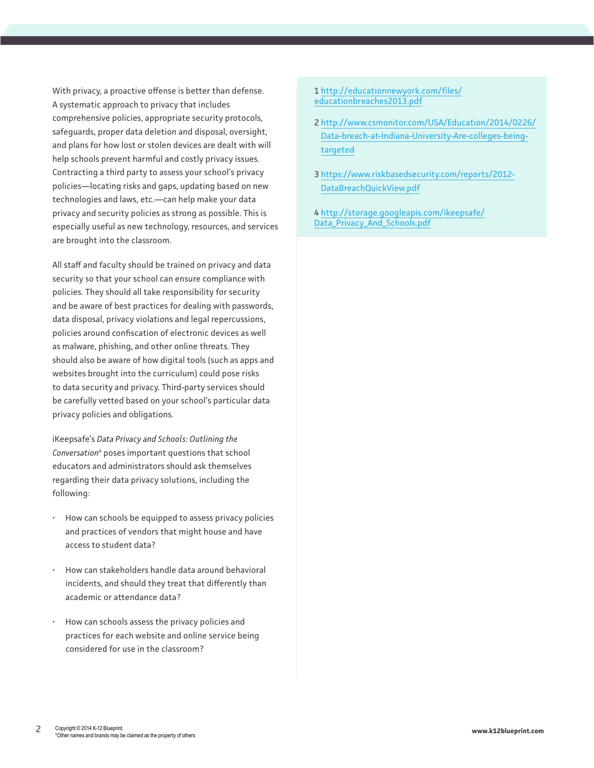With privacy, a proactive offense is better than defense. A systematic approach to privacy that includes comprehensive policies, appropriate security protocols, safeguards, proper data deletion and disposal, oversight, and plans for how lost or stolen devices are dealt with will help schools prevent harmful and costly privacy issues. Contracting a third party to assess your school's privacy policies—locating risks and gaps, updating based on new technologies and laws, etc.—can help make your data privacy and security policies as strong as possible. This is especially useful as new technology, resources, and services are brought into the classroom.

All staff and faculty should be trained on privacy and data security so that your school can ensure compliance with policies. They should all take responsibility for security and be aware of best practices for dealing with passwords, data disposal, privacy violations and legal repercussions, policies around confiscation of electronic devices as well as malware, phishing, and other online threats. They should also be aware of how digital tools (such as apps and websites brought into the curriculum) could pose risks to data security and privacy. Third-party services should be carefully vetted based on your school's particular data privacy policies and obligations.

iKeepsafe's *Data Privacy and Schools: Outlining the Conversation*[4] poses important questions that school educators and administrators should ask themselves regarding their data privacy solutions, including the following:

- How can schools be equipped to assess privacy policies and practices of vendors that might house and have access to student data?
- How can stakeholders handle data around behavioral incidents, and should they treat that differently than academic or attendance data?
- How can schools assess the privacy policies and practices for each website and online service being considered for use in the classroom?

1 http://educationnewyork.com/files/educationbreaches2013.pdf

2 http://www.csmonitor.com/USA/Education/2014/0226/Data-breach-at-Indiana-University-Are-colleges-being-targeted

3 https://www.riskbasedsecurity.com/reports/2012-DataBreachQuickView.pdf

4 http://storage.googleapis.com/ikeepsafe/Data_Privacy_And_Schools.pdf

Copyright © 2014 K-12 Blueprint.
*Other names and brands may be claimed as the property of others

www.k12blueprint.com